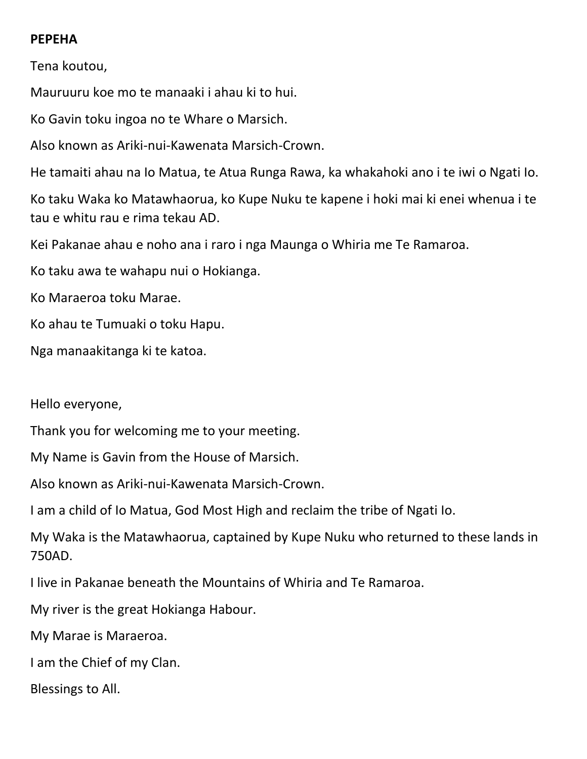**PEPEHA**

Tena koutou,

Mauruuru koe mo te manaaki i ahau ki to hui.

Ko Gavin toku ingoa no te Whare o Marsich.

Also known as Ariki-nui-Kawenata Marsich-Crown.

He tamaiti ahau na Io Matua, te Atua Runga Rawa, ka whakahoki ano i te iwi o Ngati Io.

Ko taku Waka ko Matawhaorua, ko Kupe Nuku te kapene i hoki mai ki enei whenua i te tau e whitu rau e rima tekau AD.

Kei Pakanae ahau e noho ana i raro i nga Maunga o Whiria me Te Ramaroa.

Ko taku awa te wahapu nui o Hokianga.

Ko Maraeroa toku Marae.

Ko ahau te Tumuaki o toku Hapu.

Nga manaakitanga ki te katoa.

Hello everyone,

Thank you for welcoming me to your meeting.

My Name is Gavin from the House of Marsich.

Also known as Ariki-nui-Kawenata Marsich-Crown.

I am a child of Io Matua, God Most High and reclaim the tribe of Ngati Io.

My Waka is the Matawhaorua, captained by Kupe Nuku who returned to these lands in 750AD.

I live in Pakanae beneath the Mountains of Whiria and Te Ramaroa.

My river is the great Hokianga Habour.

My Marae is Maraeroa.

I am the Chief of my Clan.

Blessings to All.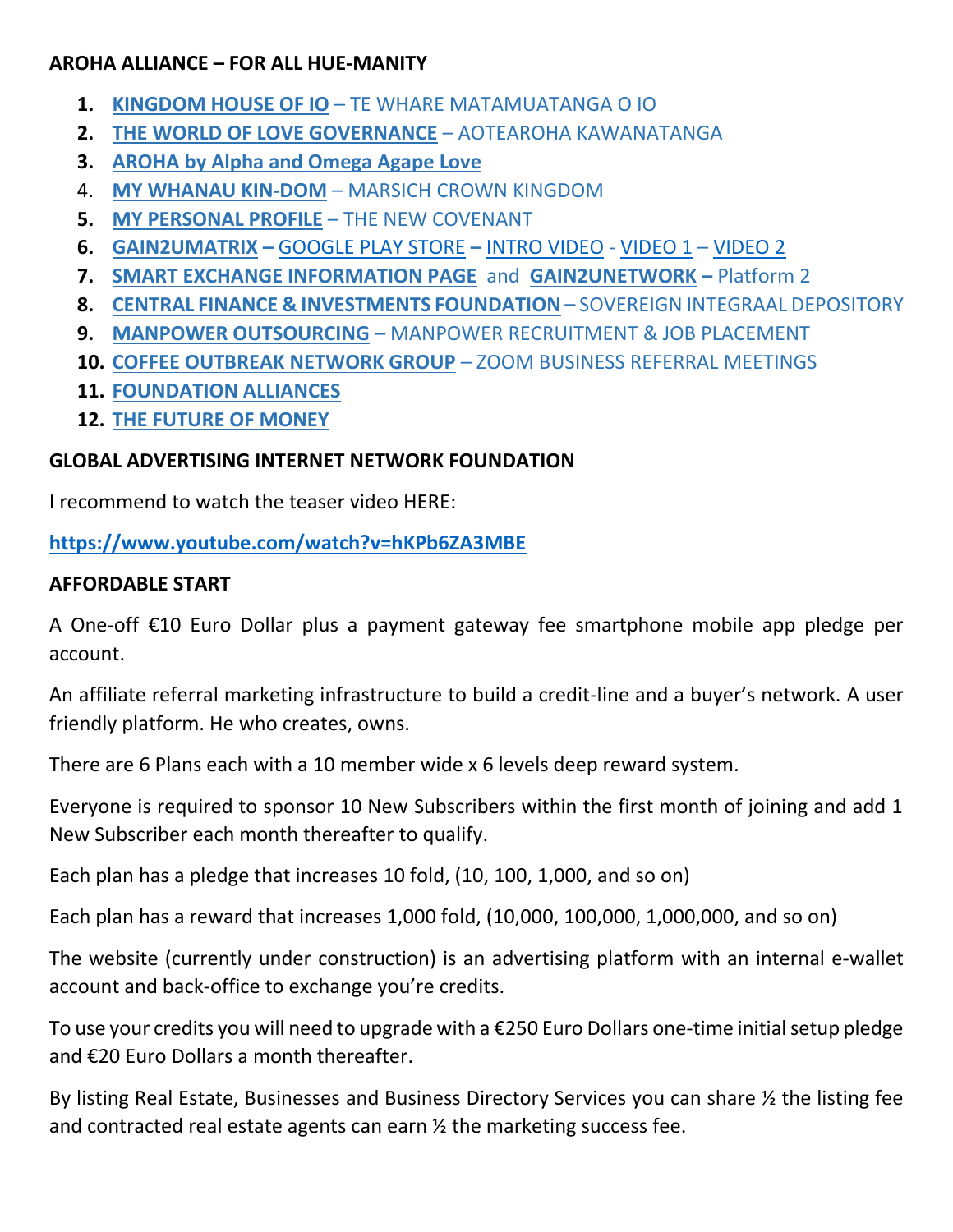**AROHA ALLIANCE – FOR ALL HUE-MANITY**

1. **KINGDOM HOUSE OF IO** – TE WHARE MATAMUATANGA O IO
2. **THE WORLD OF LOVE GOVERNANCE** – AOTEAROHA KAWANATANGA
3. **AROHA by Alpha and Omega Agape Love**
4. **MY WHANAU KIN-DOM** – MARSICH CROWN KINGDOM
5. **MY PERSONAL PROFILE** – THE NEW COVENANT
6. **GAIN2UMATRIX** – GOOGLE PLAY STORE – INTRO VIDEO - VIDEO 1 – VIDEO 2
7. **SMART EXCHANGE INFORMATION PAGE** and **GAIN2UNETWORK** – Platform 2
8. **CENTRAL FINANCE & INVESTMENTS FOUNDATION** – SOVEREIGN INTEGRAAL DEPOSITORY
9. **MANPOWER OUTSOURCING** – MANPOWER RECRUITMENT & JOB PLACEMENT
10. **COFFEE OUTBREAK NETWORK GROUP** – ZOOM BUSINESS REFERRAL MEETINGS
11. **FOUNDATION ALLIANCES**
12. **THE FUTURE OF MONEY**

**GLOBAL ADVERTISING INTERNET NETWORK FOUNDATION**

I recommend to watch the teaser video HERE:

**https://www.youtube.com/watch?v=hKPb6ZA3MBE**

**AFFORDABLE START**

A One-off €10 Euro Dollar plus a payment gateway fee smartphone mobile app pledge per account.

An affiliate referral marketing infrastructure to build a credit-line and a buyer's network. A user friendly platform. He who creates, owns.

There are 6 Plans each with a 10 member wide x 6 levels deep reward system.

Everyone is required to sponsor 10 New Subscribers within the first month of joining and add 1 New Subscriber each month thereafter to qualify.

Each plan has a pledge that increases 10 fold, (10, 100, 1,000, and so on)

Each plan has a reward that increases 1,000 fold, (10,000, 100,000, 1,000,000, and so on)

The website (currently under construction) is an advertising platform with an internal e-wallet account and back-office to exchange you're credits.

To use your credits you will need to upgrade with a €250 Euro Dollars one-time initial setup pledge and €20 Euro Dollars a month thereafter.

By listing Real Estate, Businesses and Business Directory Services you can share ½ the listing fee and contracted real estate agents can earn ½ the marketing success fee.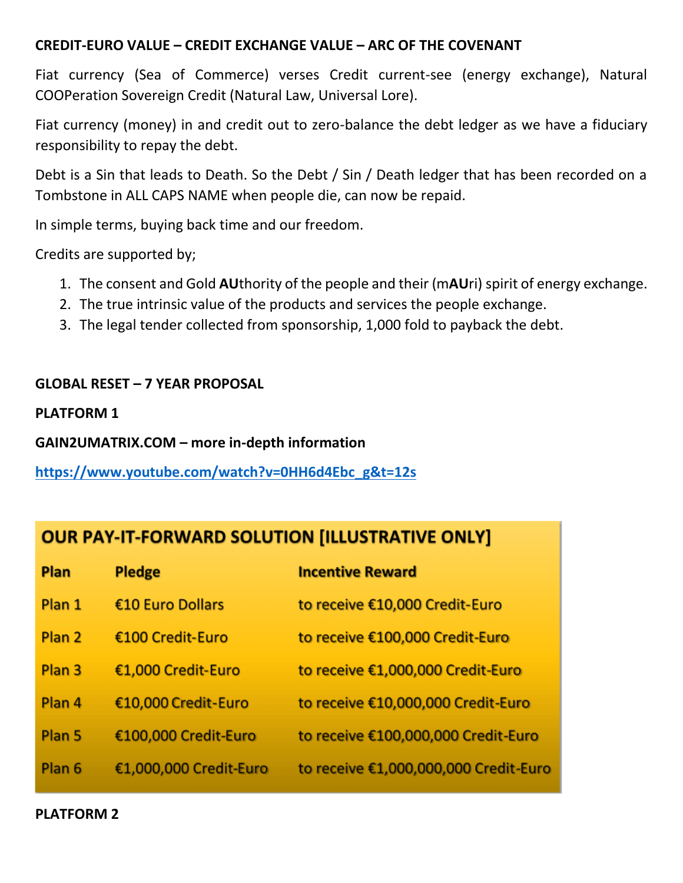**CREDIT-EURO VALUE – CREDIT EXCHANGE VALUE – ARC OF THE COVENANT**

Fiat currency (Sea of Commerce) verses Credit current-see (energy exchange), Natural COOPeration Sovereign Credit (Natural Law, Universal Lore).

Fiat currency (money) in and credit out to zero-balance the debt ledger as we have a fiduciary responsibility to repay the debt.

Debt is a Sin that leads to Death. So the Debt / Sin / Death ledger that has been recorded on a Tombstone in ALL CAPS NAME when people die, can now be repaid.

In simple terms, buying back time and our freedom.

Credits are supported by;

1. The consent and Gold **AU**thority of the people and their (m**AU**ri) spirit of energy exchange.
2. The true intrinsic value of the products and services the people exchange.
3. The legal tender collected from sponsorship, 1,000 fold to payback the debt.

**GLOBAL RESET – 7 YEAR PROPOSAL**

**PLATFORM 1**

**GAIN2UMATRIX.COM – more in-depth information**

**https://www.youtube.com/watch?v=0HH6d4Ebc_g&t=12s**

**OUR PAY-IT-FORWARD SOLUTION [ILLUSTRATIVE ONLY]**

| Plan | Pledge | Incentive Reward |
|---|---|---|
| Plan 1 | €10 Euro Dollars | to receive €10,000 Credit-Euro |
| Plan 2 | €100 Credit-Euro | to receive €100,000 Credit-Euro |
| Plan 3 | €1,000 Credit-Euro | to receive €1,000,000 Credit-Euro |
| Plan 4 | €10,000 Credit-Euro | to receive €10,000,000 Credit-Euro |
| Plan 5 | €100,000 Credit-Euro | to receive €100,000,000 Credit-Euro |
| Plan 6 | €1,000,000 Credit-Euro | to receive €1,000,000,000 Credit-Euro |

**PLATFORM 2**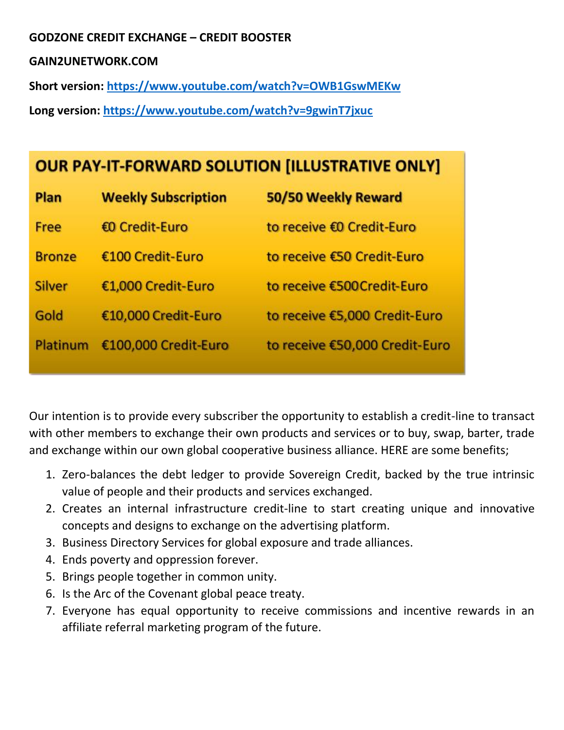**GODZONE CREDIT EXCHANGE – CREDIT BOOSTER**

**GAIN2UNETWORK.COM**

**Short version: [https://www.youtube.com/watch?v=OWB1GswMEKw](https://www.youtube.com/watch?v=OWB1GswMEKw)**

**Long version: [https://www.youtube.com/watch?v=9gwinT7jxuc](https://www.youtube.com/watch?v=9gwinT7jxuc)**

**OUR PAY-IT-FORWARD SOLUTION [ILLUSTRATIVE ONLY]**

| Plan | Weekly Subscription | 50/50 Weekly Reward |
|---|---|---|
| Free | €0 Credit-Euro | to receive €0 Credit-Euro |
| Bronze | €100 Credit-Euro | to receive €50 Credit-Euro |
| Silver | €1,000 Credit-Euro | to receive €500Credit-Euro |
| Gold | €10,000 Credit-Euro | to receive €5,000 Credit-Euro |
| Platinum | €100,000 Credit-Euro | to receive €50,000 Credit-Euro |

Our intention is to provide every subscriber the opportunity to establish a credit-line to transact with other members to exchange their own products and services or to buy, swap, barter, trade and exchange within our own global cooperative business alliance. HERE are some benefits;

1. Zero-balances the debt ledger to provide Sovereign Credit, backed by the true intrinsic value of people and their products and services exchanged.
2. Creates an internal infrastructure credit-line to start creating unique and innovative concepts and designs to exchange on the advertising platform.
3. Business Directory Services for global exposure and trade alliances.
4. Ends poverty and oppression forever.
5. Brings people together in common unity.
6. Is the Arc of the Covenant global peace treaty.
7. Everyone has equal opportunity to receive commissions and incentive rewards in an affiliate referral marketing program of the future.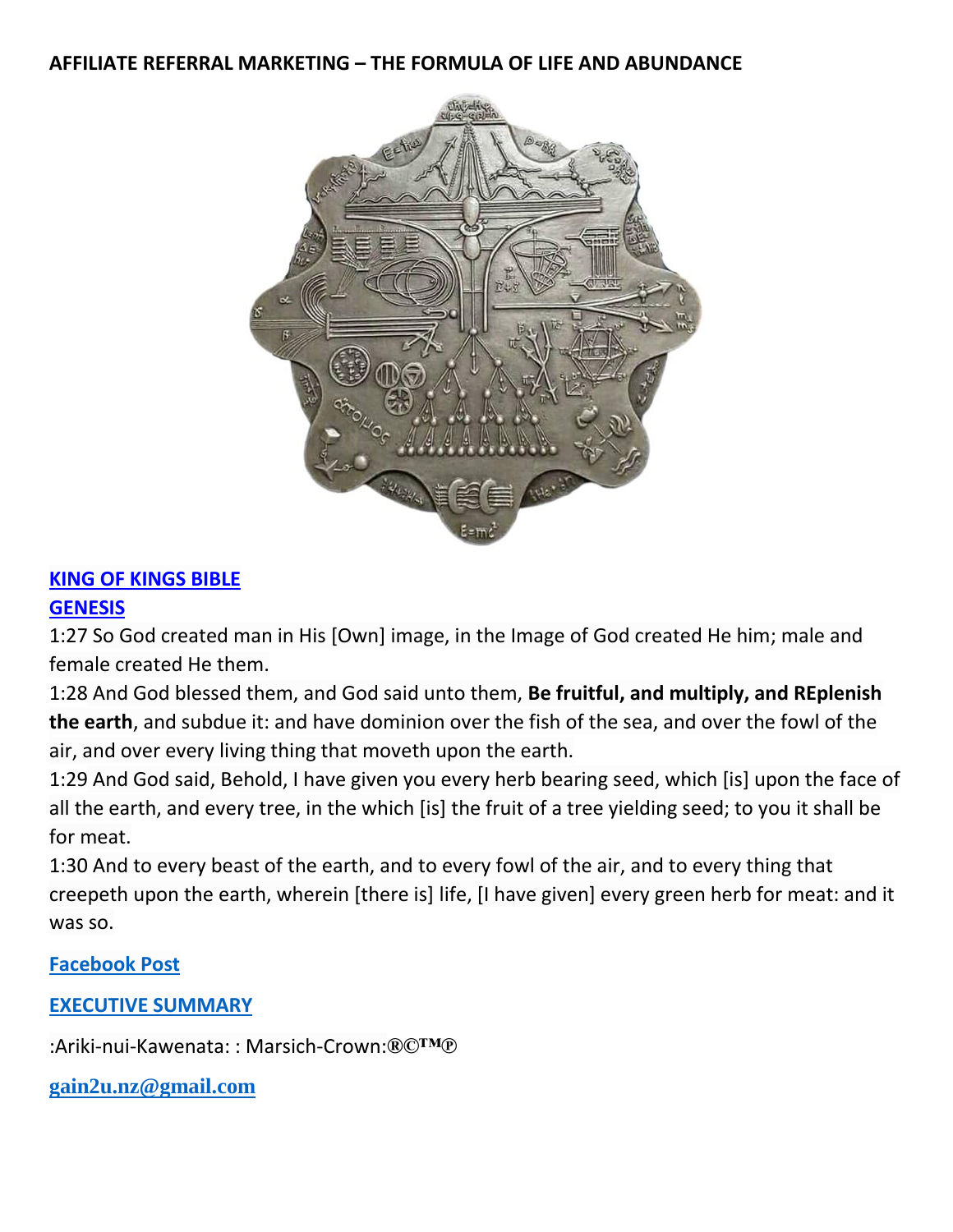**AFFILIATE REFERRAL MARKETING – THE FORMULA OF LIFE AND ABUNDANCE**

**KING OF KINGS BIBLE**

**GENESIS**

1:27 So God created man in His [Own] image, in the Image of God created He him; male and female created He them.

1:28 And God blessed them, and God said unto them, **Be fruitful, and multiply, and REplenish the earth**, and subdue it: and have dominion over the fish of the sea, and over the fowl of the air, and over every living thing that moveth upon the earth.

1:29 And God said, Behold, I have given you every herb bearing seed, which [is] upon the face of all the earth, and every tree, in the which [is] the fruit of a tree yielding seed; to you it shall be for meat.

1:30 And to every beast of the earth, and to every fowl of the air, and to every thing that creepeth upon the earth, wherein [there is] life, [I have given] every green herb for meat: and it was so.

**Facebook Post**

**EXECUTIVE SUMMARY**

:Ariki-nui-Kawenata: : Marsich-Crown:®©™℗

**gain2u.nz@gmail.com**